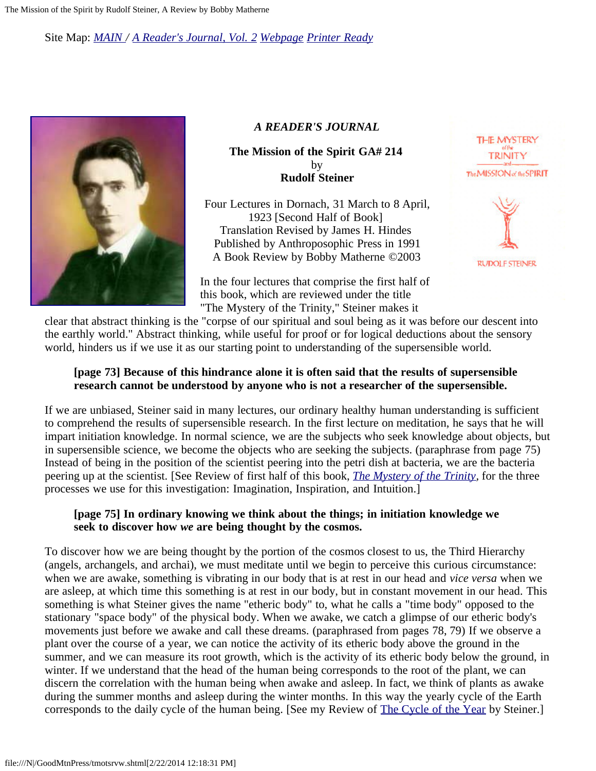Site Map: *MAIN* / *A Reader's Journal, Vol. 2* *Webpage* *Printer Ready*

## *A READER'S JOURNAL*

**The Mission of the Spirit GA# 214**
by
**Rudolf Steiner**

Four Lectures in Dornach, 31 March to 8 April, 1923 [Second Half of Book]
Translation Revised by James H. Hindes
Published by Anthroposophic Press in 1991
A Book Review by Bobby Matherne ©2003

In the four lectures that comprise the first half of this book, which are reviewed under the title "The Mystery of the Trinity," Steiner makes it clear that abstract thinking is the "corpse of our spiritual and soul being as it was before our descent into the earthly world." Abstract thinking, while useful for proof or for logical deductions about the sensory world, hinders us if we use it as our starting point to understanding of the supersensible world.

> **[page 73] Because of this hindrance alone it is often said that the results of supersensible research cannot be understood by anyone who is not a researcher of the supersensible.**

If we are unbiased, Steiner said in many lectures, our ordinary healthy human understanding is sufficient to comprehend the results of supersensible research. In the first lecture on meditation, he says that he will impart initiation knowledge. In normal science, we are the subjects who seek knowledge about objects, but in supersensible science, we become the objects who are seeking the subjects. (paraphrase from page 75) Instead of being in the position of the scientist peering into the petri dish at bacteria, we are the bacteria peering up at the scientist. [See Review of first half of this book, *The Mystery of the Trinity*, for the three processes we use for this investigation: Imagination, Inspiration, and Intuition.]

> **[page 75] In ordinary knowing we think about the things; in initiation knowledge we seek to discover how *we* are being thought by the cosmos.**

To discover how we are being thought by the portion of the cosmos closest to us, the Third Hierarchy (angels, archangels, and archai), we must meditate until we begin to perceive this curious circumstance: when we are awake, something is vibrating in our body that is at rest in our head and *vice versa* when we are asleep, at which time this something is at rest in our body, but in constant movement in our head. This something is what Steiner gives the name "etheric body" to, what he calls a "time body" opposed to the stationary "space body" of the physical body. When we awake, we catch a glimpse of our etheric body's movements just before we awake and call these dreams. (paraphrased from pages 78, 79) If we observe a plant over the course of a year, we can notice the activity of its etheric body above the ground in the summer, and we can measure its root growth, which is the activity of its etheric body below the ground, in winter. If we understand that the head of the human being corresponds to the root of the plant, we can discern the correlation with the human being when awake and asleep. In fact, we think of plants as awake during the summer months and asleep during the winter months. In this way the yearly cycle of the Earth corresponds to the daily cycle of the human being. [See my Review of The Cycle of the Year by Steiner.]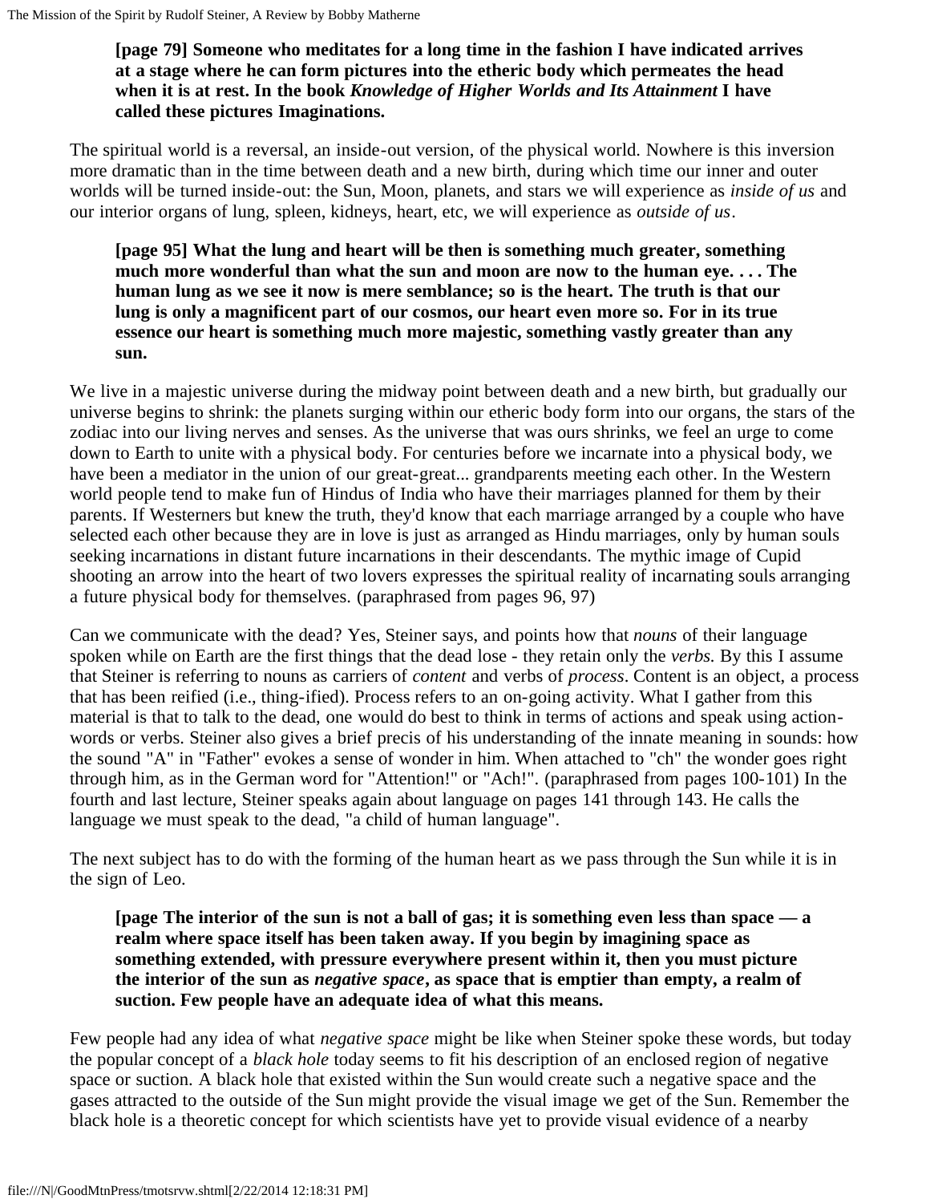**[page 79] Someone who meditates for a long time in the fashion I have indicated arrives at a stage where he can form pictures into the etheric body which permeates the head when it is at rest. In the book *Knowledge of Higher Worlds and Its Attainment* I have called these pictures Imaginations.**

The spiritual world is a reversal, an inside-out version, of the physical world. Nowhere is this inversion more dramatic than in the time between death and a new birth, during which time our inner and outer worlds will be turned inside-out: the Sun, Moon, planets, and stars we will experience as *inside of us* and our interior organs of lung, spleen, kidneys, heart, etc, we will experience as *outside of us*.

**[page 95] What the lung and heart will be then is something much greater, something much more wonderful than what the sun and moon are now to the human eye. . . . The human lung as we see it now is mere semblance; so is the heart. The truth is that our lung is only a magnificent part of our cosmos, our heart even more so. For in its true essence our heart is something much more majestic, something vastly greater than any sun.**

We live in a majestic universe during the midway point between death and a new birth, but gradually our universe begins to shrink: the planets surging within our etheric body form into our organs, the stars of the zodiac into our living nerves and senses. As the universe that was ours shrinks, we feel an urge to come down to Earth to unite with a physical body. For centuries before we incarnate into a physical body, we have been a mediator in the union of our great-great... grandparents meeting each other. In the Western world people tend to make fun of Hindus of India who have their marriages planned for them by their parents. If Westerners but knew the truth, they'd know that each marriage arranged by a couple who have selected each other because they are in love is just as arranged as Hindu marriages, only by human souls seeking incarnations in distant future incarnations in their descendants. The mythic image of Cupid shooting an arrow into the heart of two lovers expresses the spiritual reality of incarnating souls arranging a future physical body for themselves. (paraphrased from pages 96, 97)

Can we communicate with the dead? Yes, Steiner says, and points how that *nouns* of their language spoken while on Earth are the first things that the dead lose - they retain only the *verbs.* By this I assume that Steiner is referring to nouns as carriers of *content* and verbs of *process*. Content is an object, a process that has been reified (i.e., thing-ified). Process refers to an on-going activity. What I gather from this material is that to talk to the dead, one would do best to think in terms of actions and speak using action-words or verbs. Steiner also gives a brief precis of his understanding of the innate meaning in sounds: how the sound "A" in "Father" evokes a sense of wonder in him. When attached to "ch" the wonder goes right through him, as in the German word for "Attention!" or "Ach!". (paraphrased from pages 100-101) In the fourth and last lecture, Steiner speaks again about language on pages 141 through 143. He calls the language we must speak to the dead, "a child of human language".

The next subject has to do with the forming of the human heart as we pass through the Sun while it is in the sign of Leo.

**[page The interior of the sun is not a ball of gas; it is something even less than space — a realm where space itself has been taken away. If you begin by imagining space as something extended, with pressure everywhere present within it, then you must picture the interior of the sun as *negative space*, as space that is emptier than empty, a realm of suction. Few people have an adequate idea of what this means.**

Few people had any idea of what *negative space* might be like when Steiner spoke these words, but today the popular concept of a *black hole* today seems to fit his description of an enclosed region of negative space or suction. A black hole that existed within the Sun would create such a negative space and the gases attracted to the outside of the Sun might provide the visual image we get of the Sun. Remember the black hole is a theoretic concept for which scientists have yet to provide visual evidence of a nearby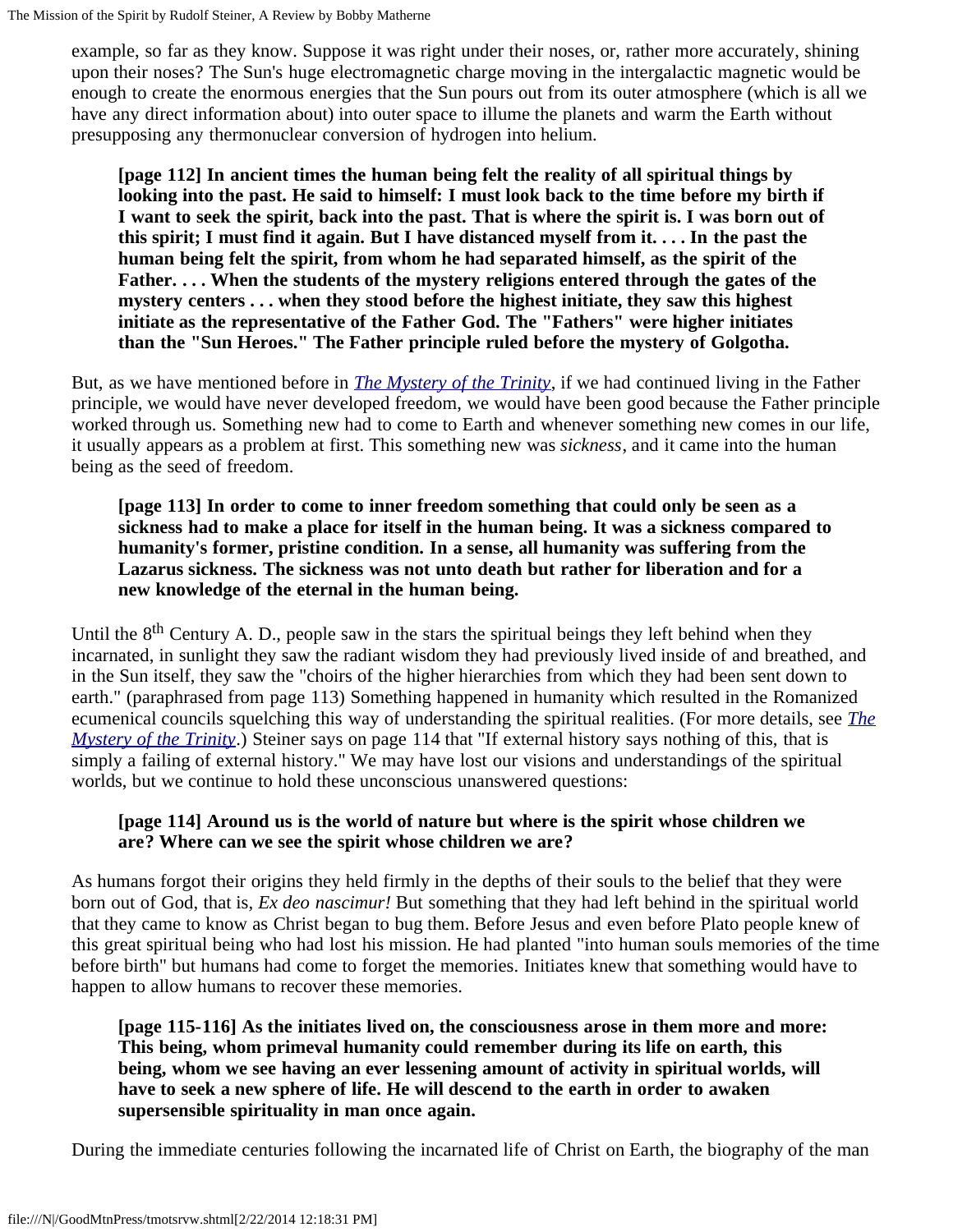example, so far as they know. Suppose it was right under their noses, or, rather more accurately, shining upon their noses? The Sun's huge electromagnetic charge moving in the intergalactic magnetic would be enough to create the enormous energies that the Sun pours out from its outer atmosphere (which is all we have any direct information about) into outer space to illume the planets and warm the Earth without presupposing any thermonuclear conversion of hydrogen into helium.

> **[page 112] In ancient times the human being felt the reality of all spiritual things by looking into the past. He said to himself: I must look back to the time before my birth if I want to seek the spirit, back into the past. That is where the spirit is. I was born out of this spirit; I must find it again. But I have distanced myself from it. . . . In the past the human being felt the spirit, from whom he had separated himself, as the spirit of the Father. . . . When the students of the mystery religions entered through the gates of the mystery centers . . . when they stood before the highest initiate, they saw this highest initiate as the representative of the Father God. The "Fathers" were higher initiates than the "Sun Heroes." The Father principle ruled before the mystery of Golgotha.**

But, as we have mentioned before in *The Mystery of the Trinity*, if we had continued living in the Father principle, we would have never developed freedom, we would have been good because the Father principle worked through us. Something new had to come to Earth and whenever something new comes in our life, it usually appears as a problem at first. This something new was *sickness*, and it came into the human being as the seed of freedom.

> **[page 113] In order to come to inner freedom something that could only be seen as a sickness had to make a place for itself in the human being. It was a sickness compared to humanity's former, pristine condition. In a sense, all humanity was suffering from the Lazarus sickness. The sickness was not unto death but rather for liberation and for a new knowledge of the eternal in the human being.**

Until the 8th Century A. D., people saw in the stars the spiritual beings they left behind when they incarnated, in sunlight they saw the radiant wisdom they had previously lived inside of and breathed, and in the Sun itself, they saw the "choirs of the higher hierarchies from which they had been sent down to earth." (paraphrased from page 113) Something happened in humanity which resulted in the Romanized ecumenical councils squelching this way of understanding the spiritual realities. (For more details, see *The Mystery of the Trinity*.) Steiner says on page 114 that "If external history says nothing of this, that is simply a failing of external history." We may have lost our visions and understandings of the spiritual worlds, but we continue to hold these unconscious unanswered questions:

> **[page 114] Around us is the world of nature but where is the spirit whose children we are? Where can we see the spirit whose children we are?**

As humans forgot their origins they held firmly in the depths of their souls to the belief that they were born out of God, that is, *Ex deo nascimur!* But something that they had left behind in the spiritual world that they came to know as Christ began to bug them. Before Jesus and even before Plato people knew of this great spiritual being who had lost his mission. He had planted "into human souls memories of the time before birth" but humans had come to forget the memories. Initiates knew that something would have to happen to allow humans to recover these memories.

> **[page 115-116] As the initiates lived on, the consciousness arose in them more and more: This being, whom primeval humanity could remember during its life on earth, this being, whom we see having an ever lessening amount of activity in spiritual worlds, will have to seek a new sphere of life. He will descend to the earth in order to awaken supersensible spirituality in man once again.**

During the immediate centuries following the incarnated life of Christ on Earth, the biography of the man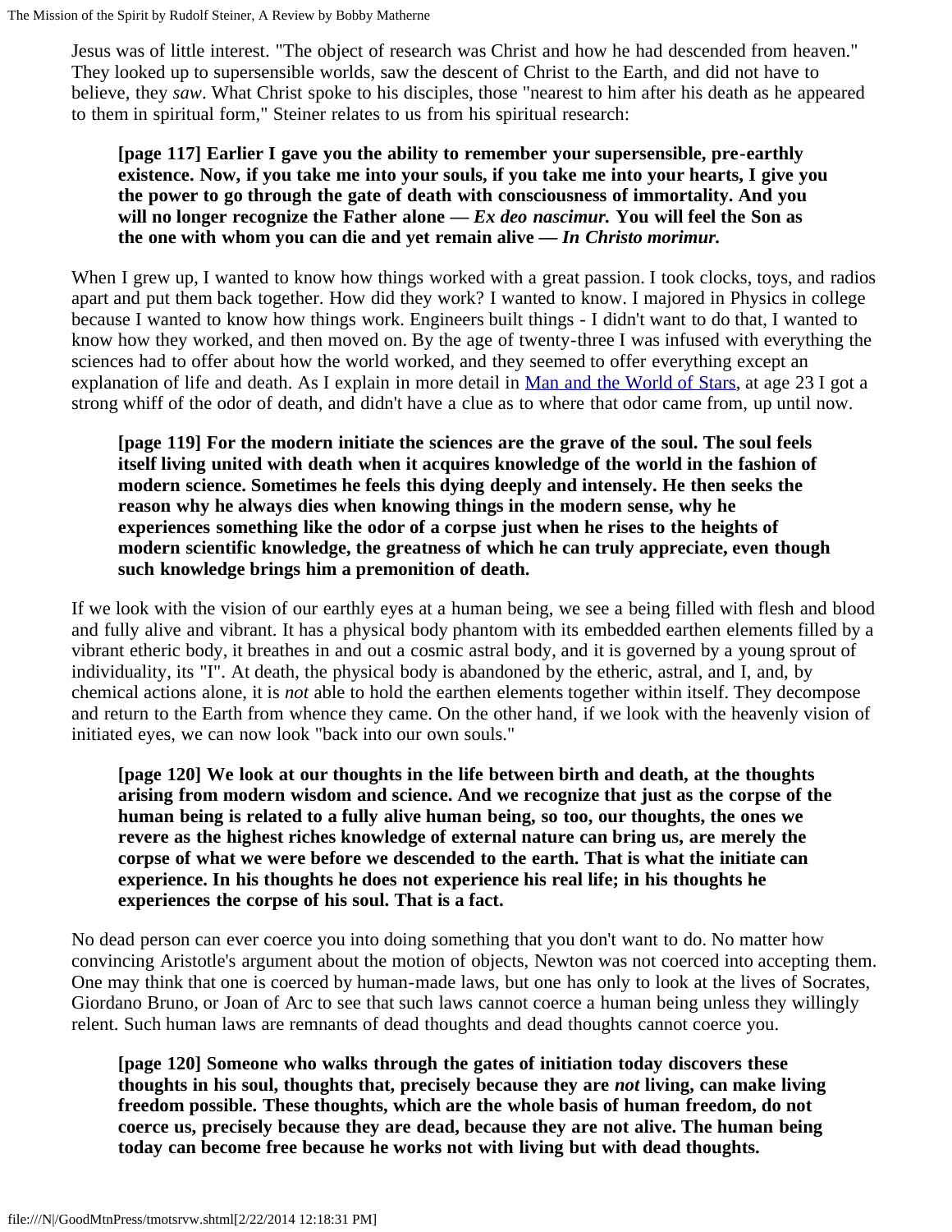Jesus was of little interest. "The object of research was Christ and how he had descended from heaven." They looked up to supersensible worlds, saw the descent of Christ to the Earth, and did not have to believe, they *saw*. What Christ spoke to his disciples, those "nearest to him after his death as he appeared to them in spiritual form," Steiner relates to us from his spiritual research:

> **[page 117] Earlier I gave you the ability to remember your supersensible, pre-earthly existence. Now, if you take me into your souls, if you take me into your hearts, I give you the power to go through the gate of death with consciousness of immortality. And you will no longer recognize the Father alone — *Ex deo nascimur.* You will feel the Son as the one with whom you can die and yet remain alive — *In Christo morimur.***

When I grew up, I wanted to know how things worked with a great passion. I took clocks, toys, and radios apart and put them back together. How did they work? I wanted to know. I majored in Physics in college because I wanted to know how things work. Engineers built things - I didn't want to do that, I wanted to know how they worked, and then moved on. By the age of twenty-three I was infused with everything the sciences had to offer about how the world worked, and they seemed to offer everything except an explanation of life and death. As I explain in more detail in [Man and the World of Stars](), at age 23 I got a strong whiff of the odor of death, and didn't have a clue as to where that odor came from, up until now.

> **[page 119] For the modern initiate the sciences are the grave of the soul. The soul feels itself living united with death when it acquires knowledge of the world in the fashion of modern science. Sometimes he feels this dying deeply and intensely. He then seeks the reason why he always dies when knowing things in the modern sense, why he experiences something like the odor of a corpse just when he rises to the heights of modern scientific knowledge, the greatness of which he can truly appreciate, even though such knowledge brings him a premonition of death.**

If we look with the vision of our earthly eyes at a human being, we see a being filled with flesh and blood and fully alive and vibrant. It has a physical body phantom with its embedded earthen elements filled by a vibrant etheric body, it breathes in and out a cosmic astral body, and it is governed by a young sprout of individuality, its "I". At death, the physical body is abandoned by the etheric, astral, and I, and, by chemical actions alone, it is *not* able to hold the earthen elements together within itself. They decompose and return to the Earth from whence they came. On the other hand, if we look with the heavenly vision of initiated eyes, we can now look "back into our own souls."

> **[page 120] We look at our thoughts in the life between birth and death, at the thoughts arising from modern wisdom and science. And we recognize that just as the corpse of the human being is related to a fully alive human being, so too, our thoughts, the ones we revere as the highest riches knowledge of external nature can bring us, are merely the corpse of what we were before we descended to the earth. That is what the initiate can experience. In his thoughts he does not experience his real life; in his thoughts he experiences the corpse of his soul. That is a fact.**

No dead person can ever coerce you into doing something that you don't want to do. No matter how convincing Aristotle's argument about the motion of objects, Newton was not coerced into accepting them. One may think that one is coerced by human-made laws, but one has only to look at the lives of Socrates, Giordano Bruno, or Joan of Arc to see that such laws cannot coerce a human being unless they willingly relent. Such human laws are remnants of dead thoughts and dead thoughts cannot coerce you.

> **[page 120] Someone who walks through the gates of initiation today discovers these thoughts in his soul, thoughts that, precisely because they are *not* living, can make living freedom possible. These thoughts, which are the whole basis of human freedom, do not coerce us, precisely because they are dead, because they are not alive. The human being today can become free because he works not with living but with dead thoughts.**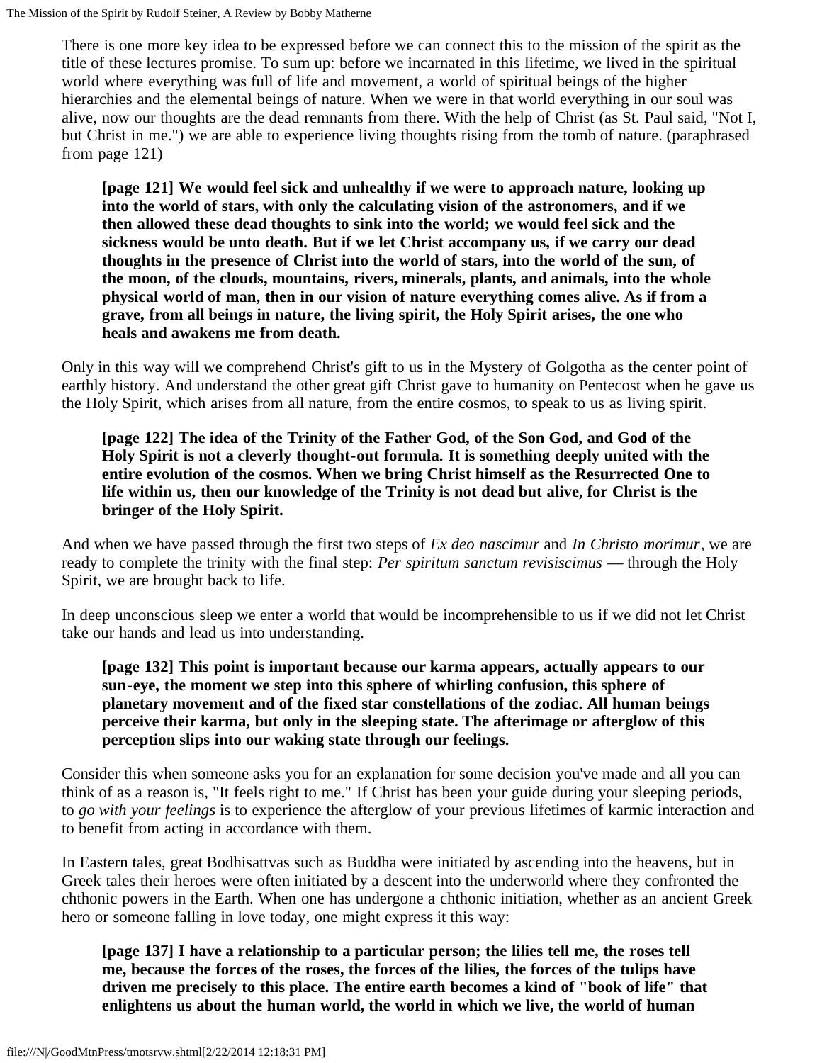There is one more key idea to be expressed before we can connect this to the mission of the spirit as the title of these lectures promise. To sum up: before we incarnated in this lifetime, we lived in the spiritual world where everything was full of life and movement, a world of spiritual beings of the higher hierarchies and the elemental beings of nature. When we were in that world everything in our soul was alive, now our thoughts are the dead remnants from there. With the help of Christ (as St. Paul said, "Not I, but Christ in me.") we are able to experience living thoughts rising from the tomb of nature. (paraphrased from page 121)

> **[page 121] We would feel sick and unhealthy if we were to approach nature, looking up into the world of stars, with only the calculating vision of the astronomers, and if we then allowed these dead thoughts to sink into the world; we would feel sick and the sickness would be unto death. But if we let Christ accompany us, if we carry our dead thoughts in the presence of Christ into the world of stars, into the world of the sun, of the moon, of the clouds, mountains, rivers, minerals, plants, and animals, into the whole physical world of man, then in our vision of nature everything comes alive. As if from a grave, from all beings in nature, the living spirit, the Holy Spirit arises, the one who heals and awakens me from death.**

Only in this way will we comprehend Christ's gift to us in the Mystery of Golgotha as the center point of earthly history. And understand the other great gift Christ gave to humanity on Pentecost when he gave us the Holy Spirit, which arises from all nature, from the entire cosmos, to speak to us as living spirit.

> **[page 122] The idea of the Trinity of the Father God, of the Son God, and God of the Holy Spirit is not a cleverly thought-out formula. It is something deeply united with the entire evolution of the cosmos. When we bring Christ himself as the Resurrected One to life within us, then our knowledge of the Trinity is not dead but alive, for Christ is the bringer of the Holy Spirit.**

And when we have passed through the first two steps of *Ex deo nascimur* and *In Christo morimur*, we are ready to complete the trinity with the final step: *Per spiritum sanctum revisiscimus* — through the Holy Spirit, we are brought back to life.

In deep unconscious sleep we enter a world that would be incomprehensible to us if we did not let Christ take our hands and lead us into understanding.

> **[page 132] This point is important because our karma appears, actually appears to our sun-eye, the moment we step into this sphere of whirling confusion, this sphere of planetary movement and of the fixed star constellations of the zodiac. All human beings perceive their karma, but only in the sleeping state. The afterimage or afterglow of this perception slips into our waking state through our feelings.**

Consider this when someone asks you for an explanation for some decision you've made and all you can think of as a reason is, "It feels right to me." If Christ has been your guide during your sleeping periods, to *go with your feelings* is to experience the afterglow of your previous lifetimes of karmic interaction and to benefit from acting in accordance with them.

In Eastern tales, great Bodhisattvas such as Buddha were initiated by ascending into the heavens, but in Greek tales their heroes were often initiated by a descent into the underworld where they confronted the chthonic powers in the Earth. When one has undergone a chthonic initiation, whether as an ancient Greek hero or someone falling in love today, one might express it this way:

> **[page 137] I have a relationship to a particular person; the lilies tell me, the roses tell me, because the forces of the roses, the forces of the lilies, the forces of the tulips have driven me precisely to this place. The entire earth becomes a kind of "book of life" that enlightens us about the human world, the world in which we live, the world of human**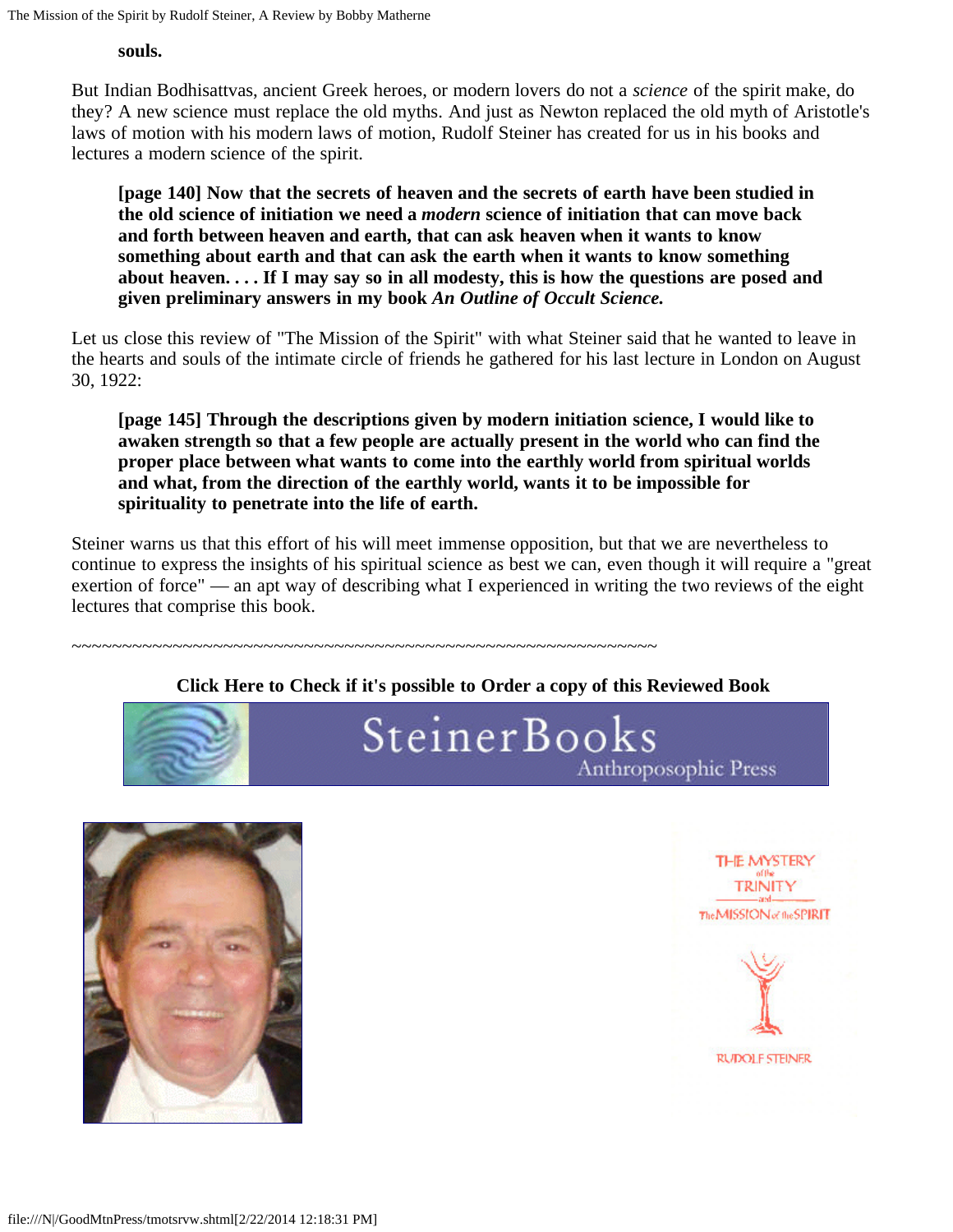**souls.**

But Indian Bodhisattvas, ancient Greek heroes, or modern lovers do not a *science* of the spirit make, do they? A new science must replace the old myths. And just as Newton replaced the old myth of Aristotle's laws of motion with his modern laws of motion, Rudolf Steiner has created for us in his books and lectures a modern science of the spirit.

> **[page 140] Now that the secrets of heaven and the secrets of earth have been studied in the old science of initiation we need a *modern* science of initiation that can move back and forth between heaven and earth, that can ask heaven when it wants to know something about earth and that can ask the earth when it wants to know something about heaven. . . . If I may say so in all modesty, this is how the questions are posed and given preliminary answers in my book *An Outline of Occult Science.***

Let us close this review of "The Mission of the Spirit" with what Steiner said that he wanted to leave in the hearts and souls of the intimate circle of friends he gathered for his last lecture in London on August 30, 1922:

> **[page 145] Through the descriptions given by modern initiation science, I would like to awaken strength so that a few people are actually present in the world who can find the proper place between what wants to come into the earthly world from spiritual worlds and what, from the direction of the earthly world, wants it to be impossible for spirituality to penetrate into the life of earth.**

Steiner warns us that this effort of his will meet immense opposition, but that we are nevertheless to continue to express the insights of his spiritual science as best we can, even though it will require a "great exertion of force" — an apt way of describing what I experienced in writing the two reviews of the eight lectures that comprise this book.

~~~~~~~~~~~~~~~~~~~~~~~~~~~~~~~~~~~~~~~~~~~~~~~~~~~~~~~~~~~~~

**Click Here to Check if it's possible to Order a copy of this Reviewed Book**

SteinerBooks
Anthroposophic Press

THE MYSTERY of the TRINITY and The MISSION of the SPIRIT

RUDOLF STEINER